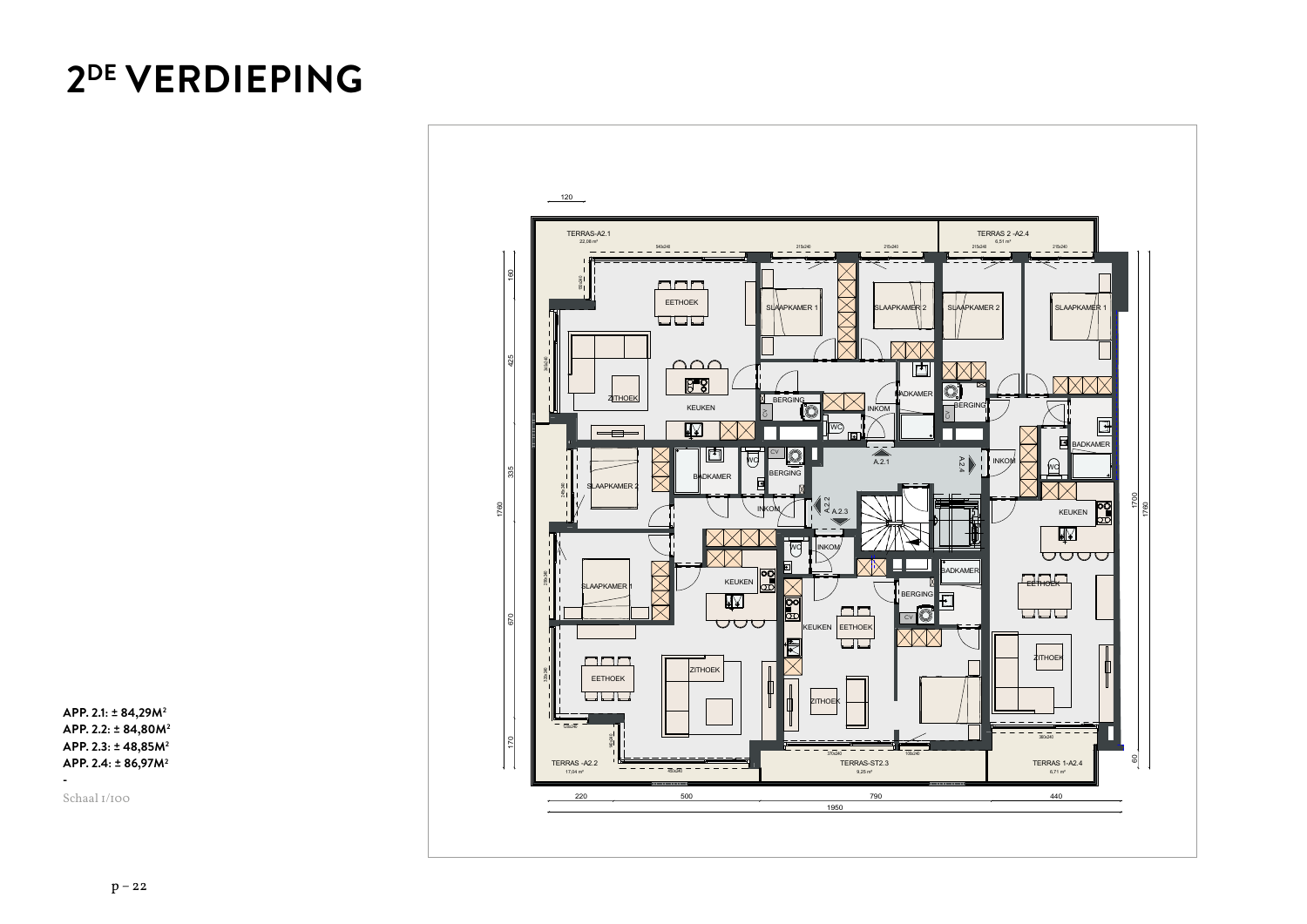# 2DE VERDIEPING

**APP. 2.1: ± 84,29M²**
**APP. 2.2: ± 84,80M²**
**APP. 2.3: ± 48,85M²**
**APP. 2.4: ± 86,97M²**

-

Schaal 1/100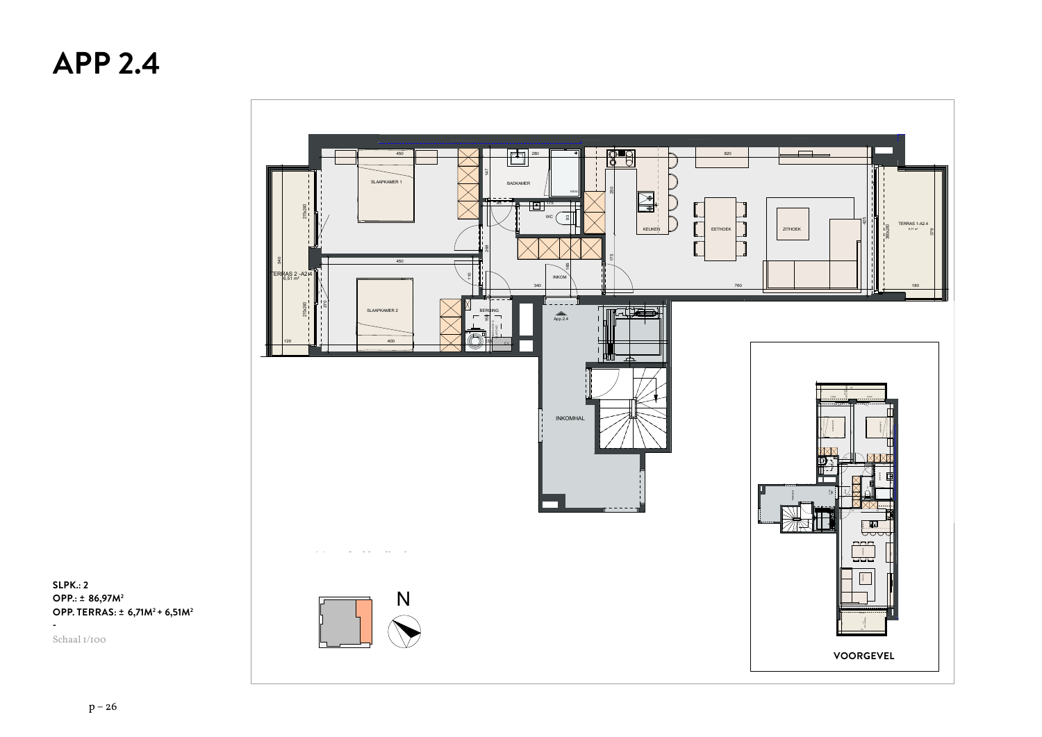# APP 2.4

**SLPK.: 2**
**OPP.: ± 86,97M²**
**OPP. TERRAS: ± 6,71M² + 6,51M²**
**-**

Schaal 1/100

SLAAPKAMER 1

SLAAPKAMER 2

BADKAMER

WC

INKOM

BERGING

KEUKEN

EETHOEK

ZITHOEK

TERRAS 1-A2.4

6,71 m²

TERRAS 2 - A2.4

6,51 m²

INKOMHAL

App 2.4

N

VOORGEVEL